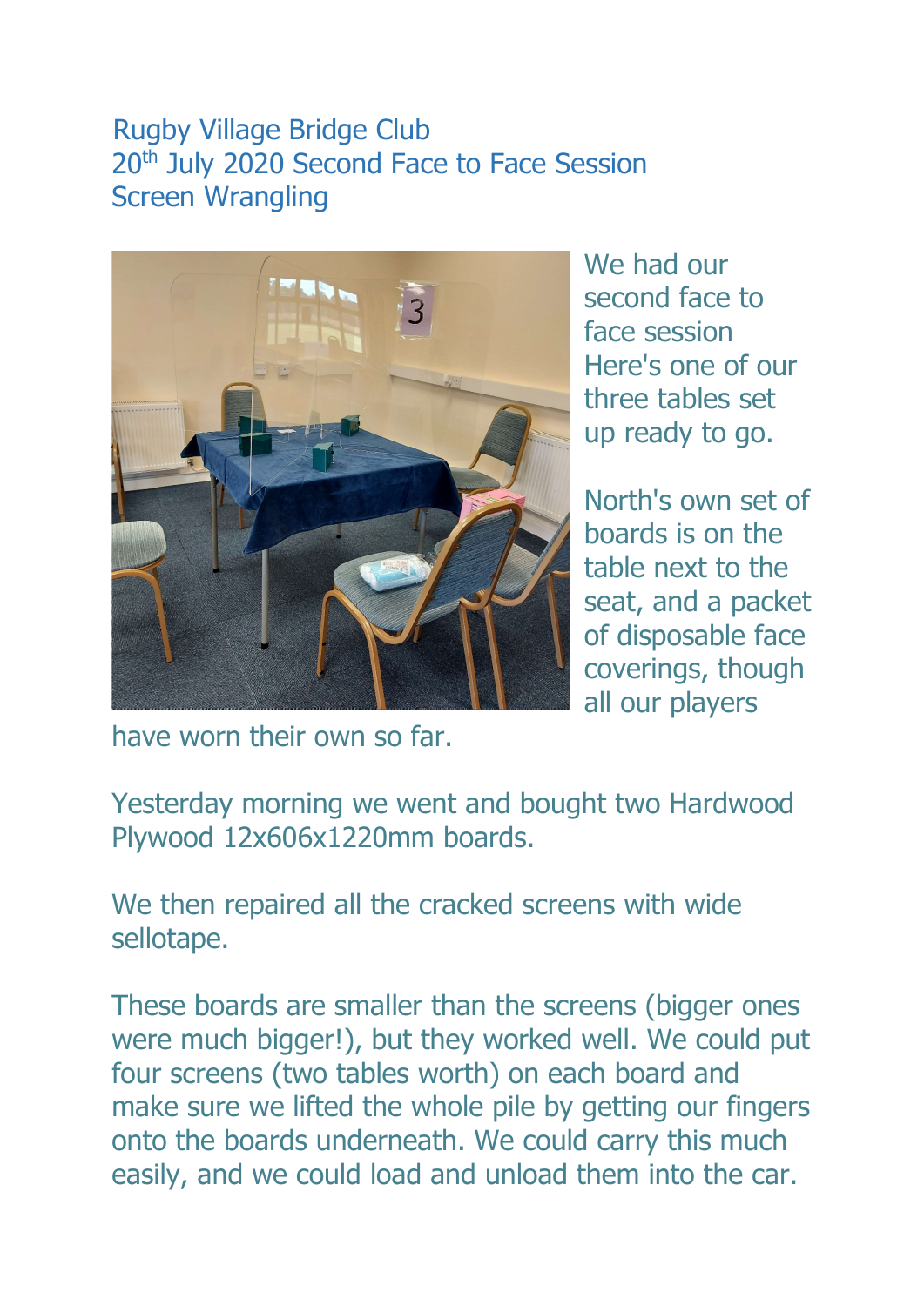Rugby Village Bridge Club
20th July 2020 Second Face to Face Session
Screen Wrangling

We had our second face to face session Here's one of our three tables set up ready to go.

North's own set of boards is on the table next to the seat, and a packet of disposable face coverings, though all our players have worn their own so far.

Yesterday morning we went and bought two Hardwood Plywood 12x606x1220mm boards.

We then repaired all the cracked screens with wide sellotape.

These boards are smaller than the screens (bigger ones were much bigger!), but they worked well. We could put four screens (two tables worth) on each board and make sure we lifted the whole pile by getting our fingers onto the boards underneath. We could carry this much easily, and we could load and unload them into the car.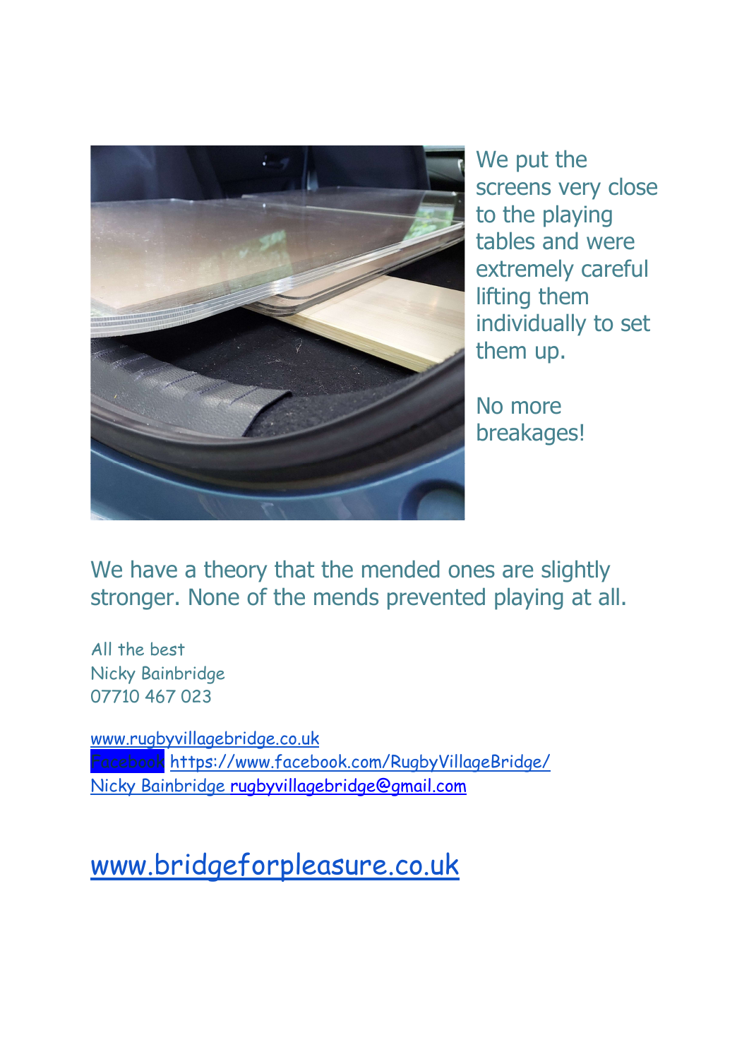We put the screens very close to the playing tables and were extremely careful lifting them individually to set them up.

No more breakages!

We have a theory that the mended ones are slightly stronger. None of the mends prevented playing at all.

All the best
Nicky Bainbridge
07710 467 023

www.rugbyvillagebridge.co.uk
Facebook https://www.facebook.com/RugbyVillageBridge/
Nicky Bainbridge rugbyvillagebridge@gmail.com

www.bridgeforpleasure.co.uk